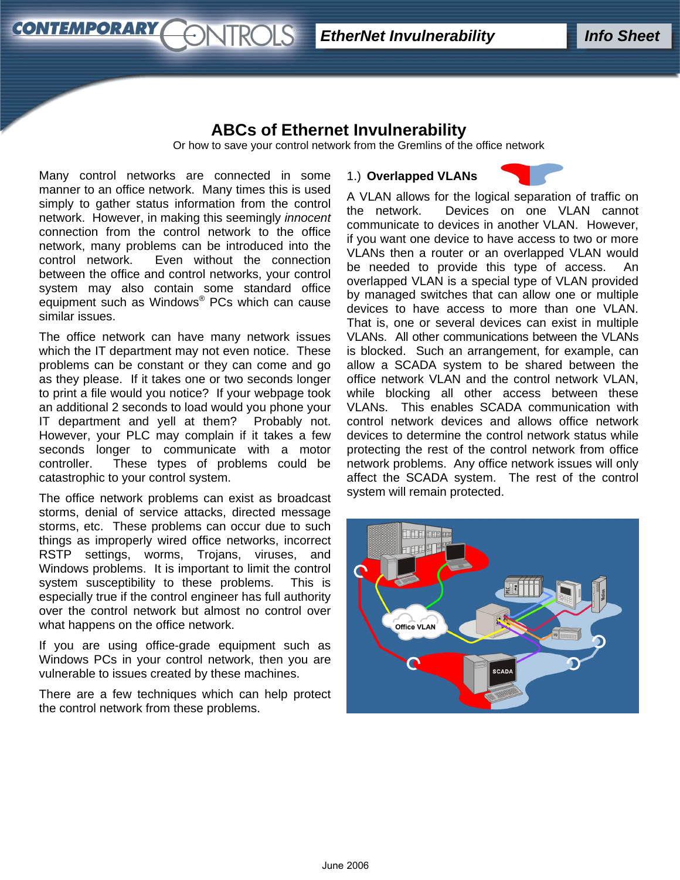# ABCs of Ethernet Invulnerability

Or how to save your control network from the Gremlins of the office network

Many control networks are connected in some manner to an office network. Many times this is used simply to gather status information from the control network. However, in making this seemingly *innocent* connection from the control network to the office network, many problems can be introduced into the control network. Even without the connection between the office and control networks, your control system may also contain some standard office equipment such as Windows® PCs which can cause similar issues.

The office network can have many network issues which the IT department may not even notice. These problems can be constant or they can come and go as they please. If it takes one or two seconds longer to print a file would you notice? If your webpage took an additional 2 seconds to load would you phone your IT department and yell at them? Probably not. However, your PLC may complain if it takes a few seconds longer to communicate with a motor controller. These types of problems could be catastrophic to your control system.

The office network problems can exist as broadcast storms, denial of service attacks, directed message storms, etc. These problems can occur due to such things as improperly wired office networks, incorrect RSTP settings, worms, Trojans, viruses, and Windows problems. It is important to limit the control system susceptibility to these problems. This is especially true if the control engineer has full authority over the control network but almost no control over what happens on the office network.

If you are using office-grade equipment such as Windows PCs in your control network, then you are vulnerable to issues created by these machines.

There are a few techniques which can help protect the control network from these problems.

## 1.) Overlapped VLANs

A VLAN allows for the logical separation of traffic on the network. Devices on one VLAN cannot communicate to devices in another VLAN. However, if you want one device to have access to two or more VLANs then a router or an overlapped VLAN would be needed to provide this type of access. An overlapped VLAN is a special type of VLAN provided by managed switches that can allow one or multiple devices to have access to more than one VLAN. That is, one or several devices can exist in multiple VLANs. All other communications between the VLANs is blocked. Such an arrangement, for example, can allow a SCADA system to be shared between the office network VLAN and the control network VLAN, while blocking all other access between these VLANs. This enables SCADA communication with control network devices and allows office network devices to determine the control network status while protecting the rest of the control network from office network problems. Any office network issues will only affect the SCADA system. The rest of the control system will remain protected.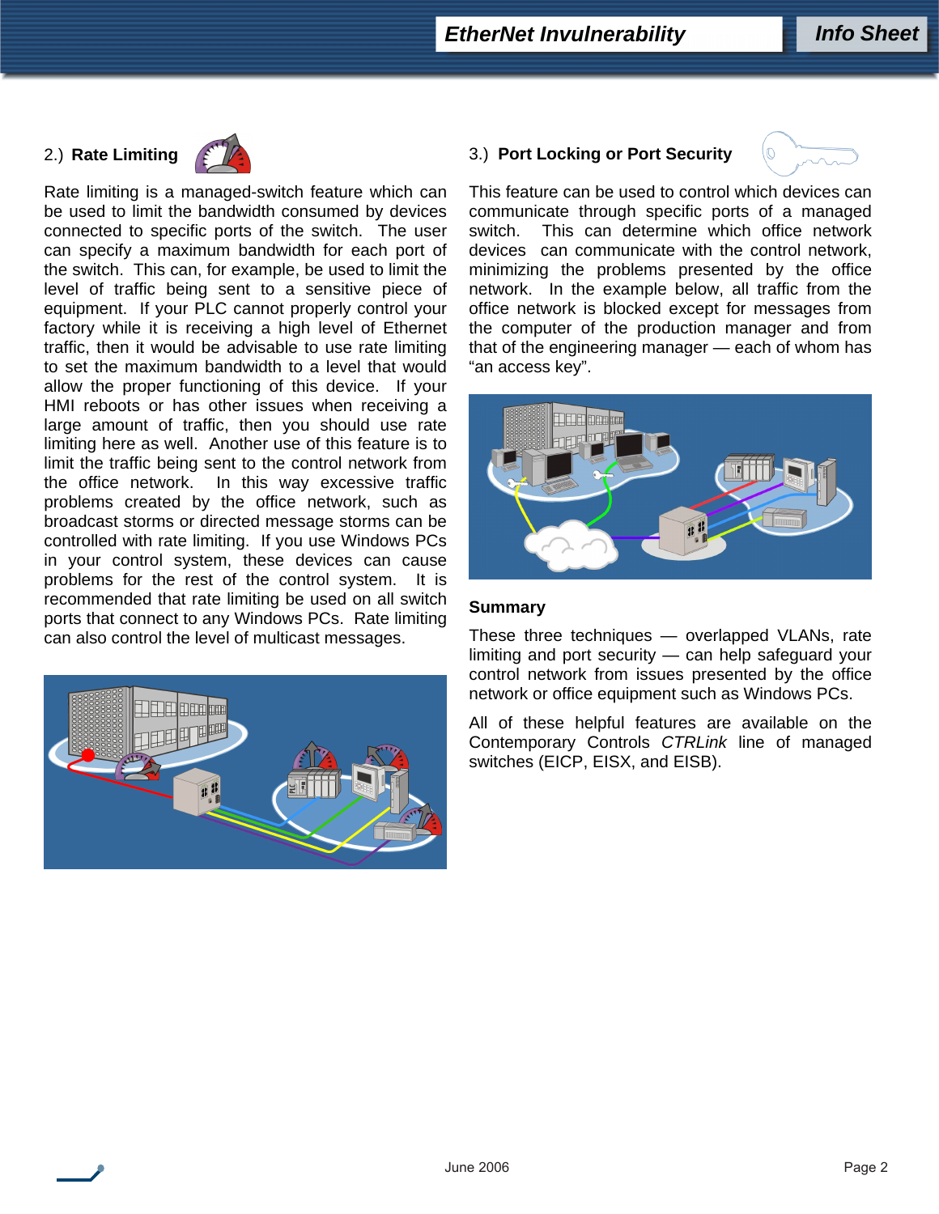## 2.) Rate Limiting

Rate limiting is a managed-switch feature which can be used to limit the bandwidth consumed by devices connected to specific ports of the switch. The user can specify a maximum bandwidth for each port of the switch. This can, for example, be used to limit the level of traffic being sent to a sensitive piece of equipment. If your PLC cannot properly control your factory while it is receiving a high level of Ethernet traffic, then it would be advisable to use rate limiting to set the maximum bandwidth to a level that would allow the proper functioning of this device. If your HMI reboots or has other issues when receiving a large amount of traffic, then you should use rate limiting here as well. Another use of this feature is to limit the traffic being sent to the control network from the office network. In this way excessive traffic problems created by the office network, such as broadcast storms or directed message storms can be controlled with rate limiting. If you use Windows PCs in your control system, these devices can cause problems for the rest of the control system. It is recommended that rate limiting be used on all switch ports that connect to any Windows PCs. Rate limiting can also control the level of multicast messages.

## 3.) Port Locking or Port Security

This feature can be used to control which devices can communicate through specific ports of a managed switch. This can determine which office network devices can communicate with the control network, minimizing the problems presented by the office network. In the example below, all traffic from the office network is blocked except for messages from the computer of the production manager and from that of the engineering manager — each of whom has “an access key”.

## Summary

These three techniques — overlapped VLANs, rate limiting and port security — can help safeguard your control network from issues presented by the office network or office equipment such as Windows PCs.

All of these helpful features are available on the Contemporary Controls *CTRLink* line of managed switches (EICP, EISX, and EISB).

June 2006